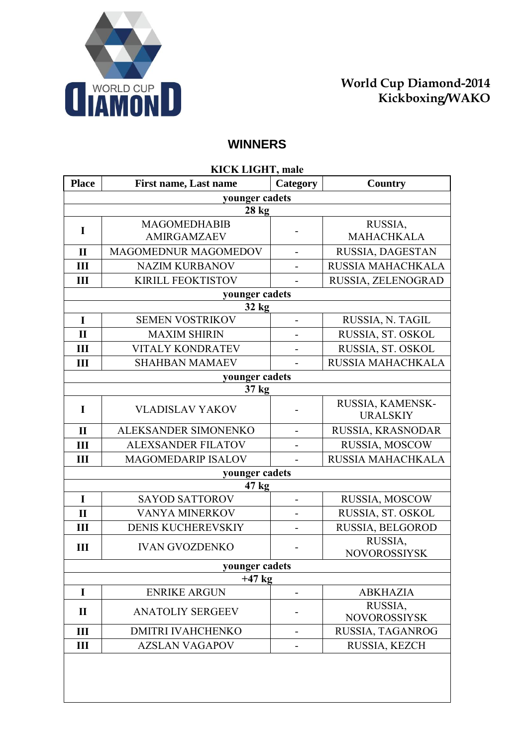World Cup Diamond-2014
Kickboxing/WAKO

## WINNERS

**KICK LIGHT, male**

| Place | First name, Last name | Category | Country |
|---|---|---|---|
| | **younger cadets** | | |
| | **28 kg** | | |
| I | MAGOMEDHABIB AMIRGAMZAEV | - | RUSSIA, MAHACHKALA |
| II | MAGOMEDNUR MAGOMEDOV | - | RUSSIA, DAGESTAN |
| III | NAZIM KURBANOV | - | RUSSIA MAHACHKALA |
| III | KIRILL FEOKTISTOV | - | RUSSIA, ZELENOGRAD |
| | **younger cadets** | | |
| | **32 kg** | | |
| I | SEMEN VOSTRIKOV | - | RUSSIA, N. TAGIL |
| II | MAXIM SHIRIN | - | RUSSIA, ST. OSKOL |
| III | VITALY KONDRATEV | - | RUSSIA, ST. OSKOL |
| III | SHAHBAN MAMAEV | - | RUSSIA MAHACHKALA |
| | **younger cadets** | | |
| | **37 kg** | | |
| I | VLADISLAV YAKOV | - | RUSSIA, KAMENSK-URALSKIY |
| II | ALEKSANDER SIMONENKO | - | RUSSIA, KRASNODAR |
| III | ALEXSANDER FILATOV | - | RUSSIA, MOSCOW |
| III | MAGOMEDARIP ISALOV | - | RUSSIA MAHACHKALA |
| | **younger cadets** | | |
| | **47 kg** | | |
| I | SAYOD SATTOROV | - | RUSSIA, MOSCOW |
| II | VANYA MINERKOV | - | RUSSIA, ST. OSKOL |
| III | DENIS KUCHEREVSKIY | - | RUSSIA, BELGOROD |
| III | IVAN GVOZDENKO | - | RUSSIA, NOVOROSSIYSK |
| | **younger cadets** | | |
| | **+47 kg** | | |
| I | ENRIKE ARGUN | - | ABKHAZIA |
| II | ANATOLIY SERGEEV | - | RUSSIA, NOVOROSSIYSK |
| III | DMITRI IVAHCHENKO | - | RUSSIA, TAGANROG |
| III | AZSLAN VAGAPOV | - | RUSSIA, KEZCH |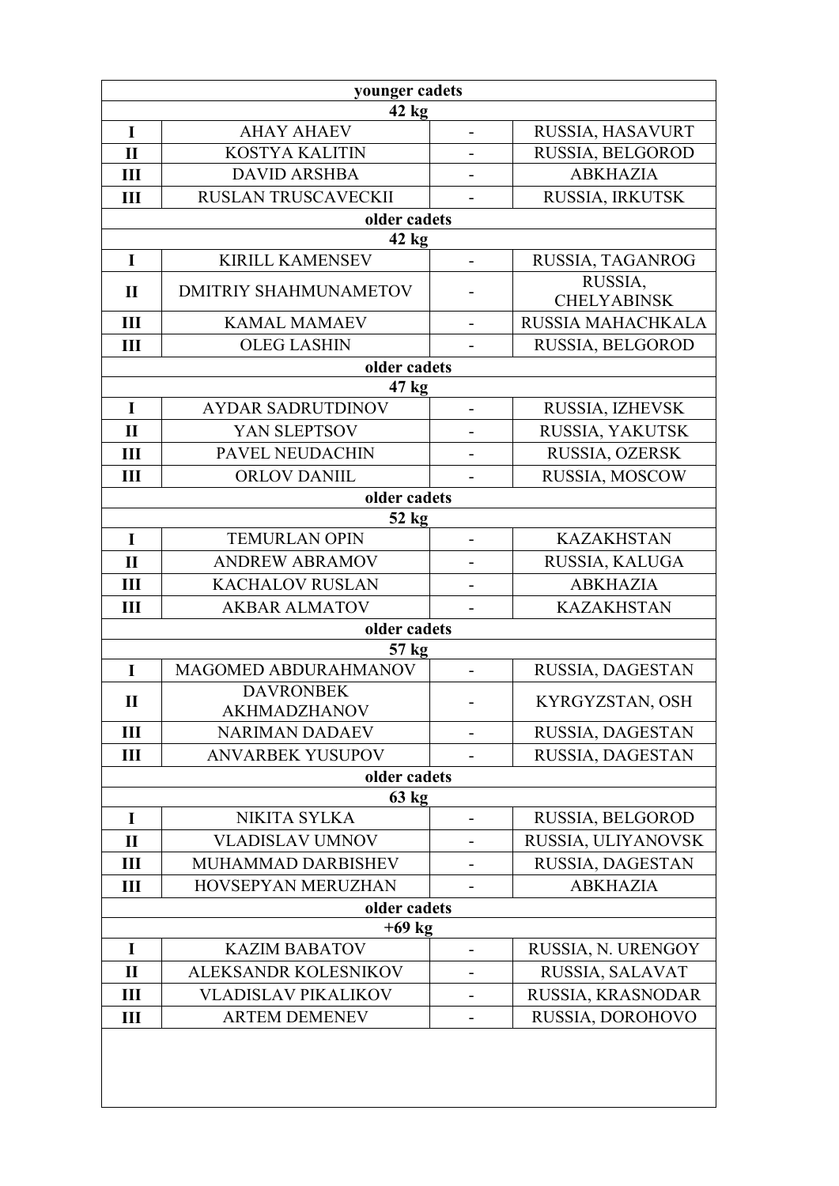| younger cadets | | | |
|---|---|---|---|
| 42 kg | | | |
| I | AHAY AHAEV | - | RUSSIA, HASAVURT |
| II | KOSTYA KALITIN | - | RUSSIA, BELGOROD |
| III | DAVID ARSHBA | - | ABKHAZIA |
| III | RUSLAN TRUSCAVECKII | - | RUSSIA, IRKUTSK |
| older cadets | | | |
| 42 kg | | | |
| I | KIRILL KAMENSEV | - | RUSSIA, TAGANROG |
| II | DMITRIY SHAHMUNAMETOV | - | RUSSIA, CHELYABINSK |
| III | KAMAL MAMAEV | - | RUSSIA MAHACHKALA |
| III | OLEG LASHIN | - | RUSSIA, BELGOROD |
| older cadets | | | |
| 47 kg | | | |
| I | AYDAR SADRUTDINOV | - | RUSSIA, IZHEVSK |
| II | YAN SLEPTSOV | - | RUSSIA, YAKUTSK |
| III | PAVEL NEUDACHIN | - | RUSSIA, OZERSK |
| III | ORLOV DANIIL | - | RUSSIA, MOSCOW |
| older cadets | | | |
| 52 kg | | | |
| I | TEMURLAN OPIN | - | KAZAKHSTAN |
| II | ANDREW ABRAMOV | - | RUSSIA, KALUGA |
| III | KACHALOV RUSLAN | - | ABKHAZIA |
| III | AKBAR ALMATOV | - | KAZAKHSTAN |
| older cadets | | | |
| 57 kg | | | |
| I | MAGOMED ABDURAHMANOV | - | RUSSIA, DAGESTAN |
| II | DAVRONBEK AKHMADZHANOV | - | KYRGYZSTAN, OSH |
| III | NARIMAN DADAEV | - | RUSSIA, DAGESTAN |
| III | ANVARBEK YUSUPOV | - | RUSSIA, DAGESTAN |
| older cadets | | | |
| 63 kg | | | |
| I | NIKITA SYLKA | - | RUSSIA, BELGOROD |
| II | VLADISLAV UMNOV | - | RUSSIA, ULIYANOVSK |
| III | MUHAMMAD DARBISHEV | - | RUSSIA, DAGESTAN |
| III | HOVSEPYAN MERUZHAN | - | ABKHAZIA |
| older cadets | | | |
| +69 kg | | | |
| I | KAZIM BABATOV | - | RUSSIA, N. URENGOY |
| II | ALEKSANDR KOLESNIKOV | - | RUSSIA, SALAVAT |
| III | VLADISLAV PIKALIKOV | - | RUSSIA, KRASNODAR |
| III | ARTEM DEMENEV | - | RUSSIA, DOROHOVO |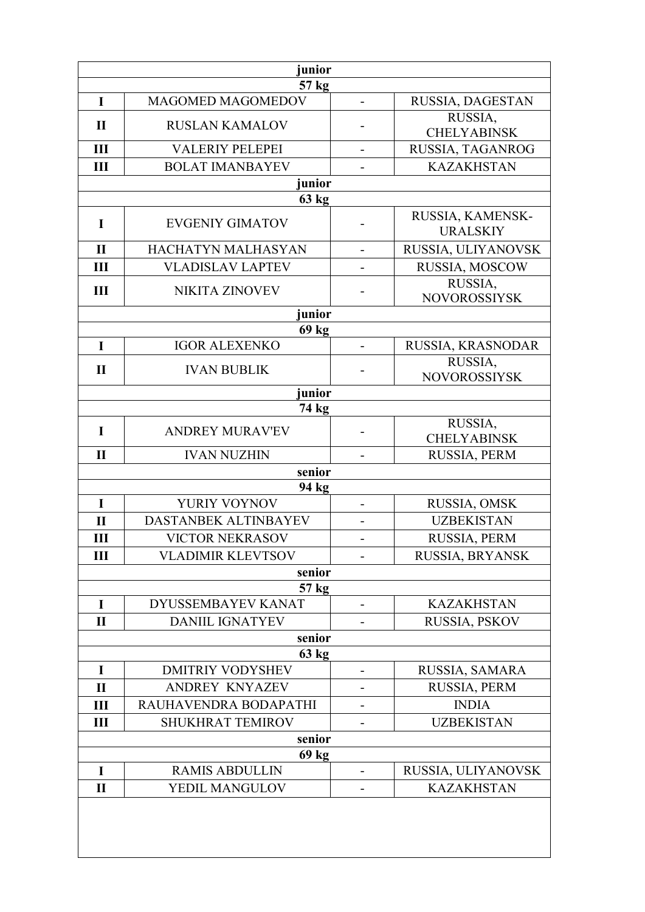| | | | |
|---|---|---|---|
| **junior** | | | |
| **57 kg** | | | |
| **I** | MAGOMED MAGOMEDOV | - | RUSSIA, DAGESTAN |
| **II** | RUSLAN KAMALOV | - | RUSSIA, CHELYABINSK |
| **III** | VALERIY PELEPEI | - | RUSSIA, TAGANROG |
| **III** | BOLAT IMANBAYEV | - | KAZAKHSTAN |
| **junior** | | | |
| **63 kg** | | | |
| **I** | EVGENIY GIMATOV | - | RUSSIA, KAMENSK-URALSKIY |
| **II** | HACHATYN MALHASYAN | - | RUSSIA, ULIYANOVSK |
| **III** | VLADISLAV LAPTEV | - | RUSSIA, MOSCOW |
| **III** | NIKITA ZINOVEV | - | RUSSIA, NOVOROSSIYSK |
| **junior** | | | |
| **69 kg** | | | |
| **I** | IGOR ALEXENKO | - | RUSSIA, KRASNODAR |
| **II** | IVAN BUBLIK | - | RUSSIA, NOVOROSSIYSK |
| **junior** | | | |
| **74 kg** | | | |
| **I** | ANDREY MURAV'EV | - | RUSSIA, CHELYABINSK |
| **II** | IVAN NUZHIN | - | RUSSIA, PERM |
| **senior** | | | |
| **94 kg** | | | |
| **I** | YURIY VOYNOV | - | RUSSIA, OMSK |
| **II** | DASTANBEK ALTINBAYEV | - | UZBEKISTAN |
| **III** | VICTOR NEKRASOV | - | RUSSIA, PERM |
| **III** | VLADIMIR KLEVTSOV | - | RUSSIA, BRYANSK |
| **senior** | | | |
| **57 kg** | | | |
| **I** | DYUSSEMBAYEV KANAT | - | KAZAKHSTAN |
| **II** | DANIIL IGNATYEV | - | RUSSIA, PSKOV |
| **senior** | | | |
| **63 kg** | | | |
| **I** | DMITRIY VODYSHEV | - | RUSSIA, SAMARA |
| **II** | ANDREY KNYAZEV | - | RUSSIA, PERM |
| **III** | RAUHAVENDRA BODAPATHI | - | INDIA |
| **III** | SHUKHRAT TEMIROV | - | UZBEKISTAN |
| **senior** | | | |
| **69 kg** | | | |
| **I** | RAMIS ABDULLIN | - | RUSSIA, ULIYANOVSK |
| **II** | YEDIL MANGULOV | - | KAZAKHSTAN |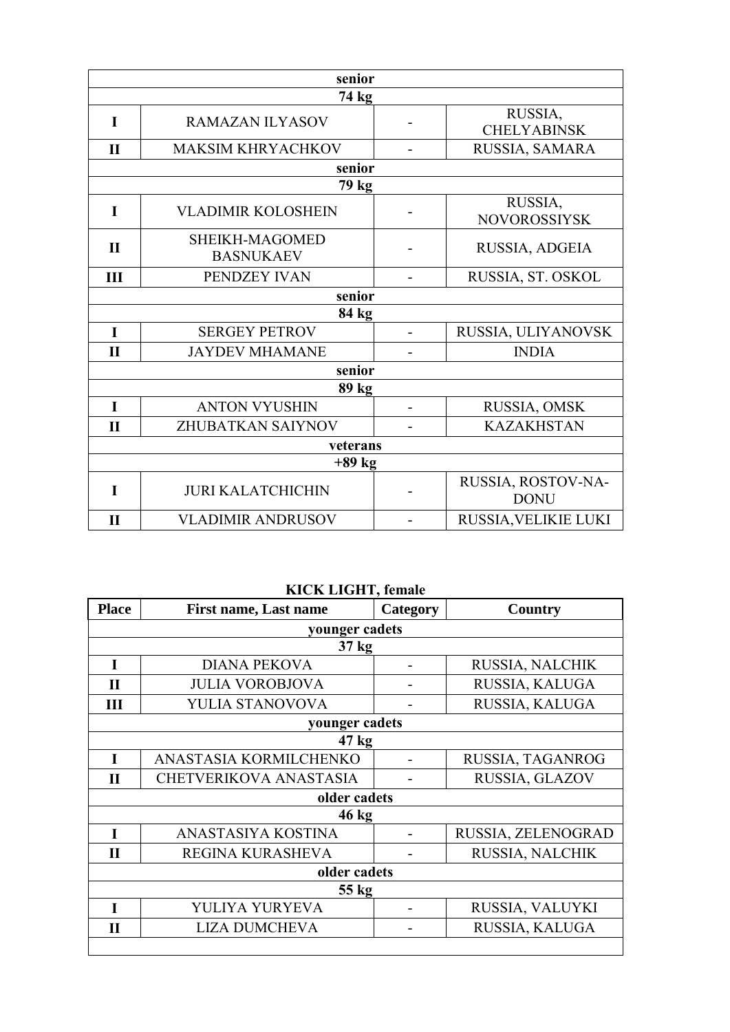| | | | |
|---|---|---|---|
| senior | | | |
| 74 kg | | | |
| I | RAMAZAN ILYASOV | - | RUSSIA, CHELYABINSK |
| II | MAKSIM KHRYACHKOV | - | RUSSIA, SAMARA |
| senior | | | |
| 79 kg | | | |
| I | VLADIMIR KOLOSHEIN | - | RUSSIA, NOVOROSSIYSK |
| II | SHEIKH-MAGOMED BASNUKAEV | - | RUSSIA, ADGEIA |
| III | PENDZEY IVAN | - | RUSSIA, ST. OSKOL |
| senior | | | |
| 84 kg | | | |
| I | SERGEY PETROV | - | RUSSIA, ULIYANOVSK |
| II | JAYDEV MHAMANE | - | INDIA |
| senior | | | |
| 89 kg | | | |
| I | ANTON VYUSHIN | - | RUSSIA, OMSK |
| II | ZHUBATKAN SAIYNOV | - | KAZAKHSTAN |
| veterans | | | |
| +89 kg | | | |
| I | JURI KALATCHICHIN | - | RUSSIA, ROSTOV-NA-DONU |
| II | VLADIMIR ANDRUSOV | - | RUSSIA,VELIKIE LUKI |

**KICK LIGHT, female**

| Place | First name, Last name | Category | Country |
|---|---|---|---|
| younger cadets | | | |
| 37 kg | | | |
| I | DIANA PEKOVA | - | RUSSIA, NALCHIK |
| II | JULIA VOROBJOVA | - | RUSSIA, KALUGA |
| III | YULIA STANOVOVA | - | RUSSIA, KALUGA |
| younger cadets | | | |
| 47 kg | | | |
| I | ANASTASIA KORMILCHENKO | - | RUSSIA, TAGANROG |
| II | CHETVERIKOVA ANASTASIA | - | RUSSIA, GLAZOV |
| older cadets | | | |
| 46 kg | | | |
| I | ANASTASIYA KOSTINA | - | RUSSIA, ZELENOGRAD |
| II | REGINA KURASHEVA | - | RUSSIA, NALCHIK |
| older cadets | | | |
| 55 kg | | | |
| I | YULIYA YURYEVA | - | RUSSIA, VALUYKI |
| II | LIZA DUMCHEVA | - | RUSSIA, KALUGA |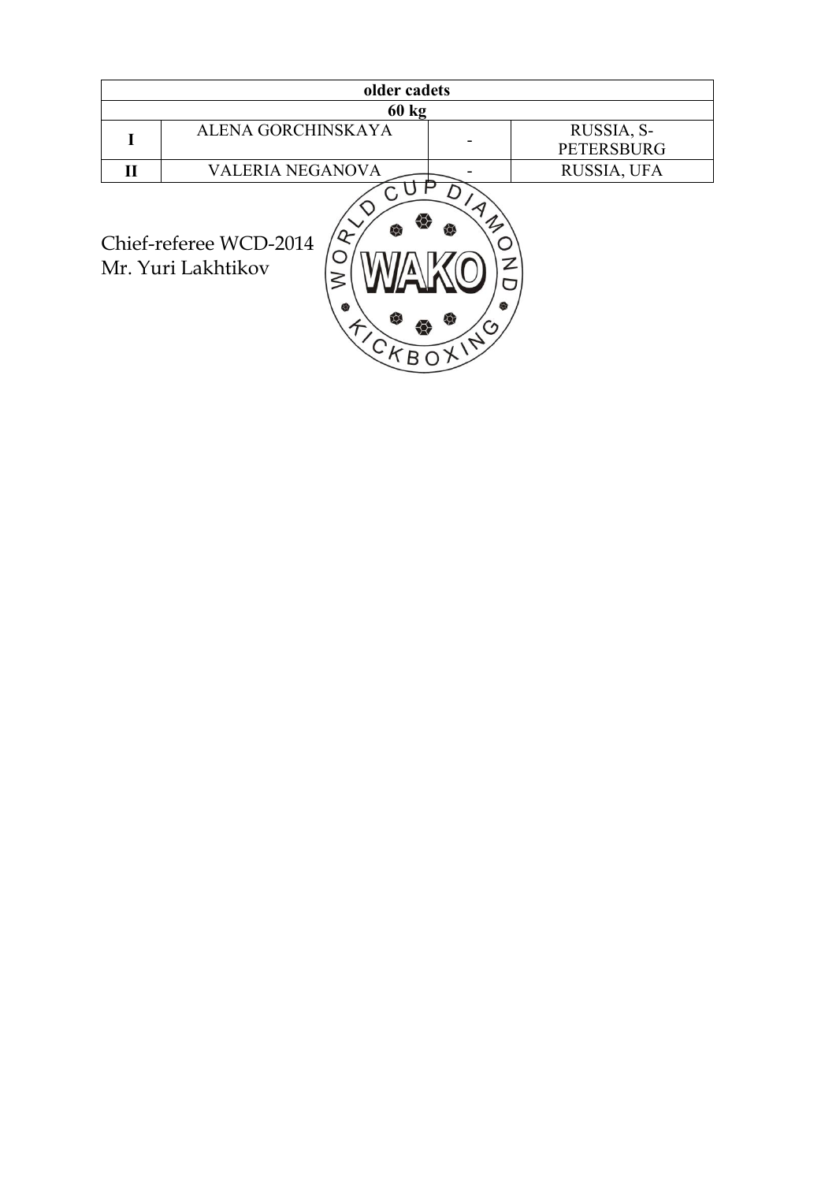| older cadets | | | |
|---|---|---|---|
| 60 kg | | | |
| I | ALENA GORCHINSKAYA | - | RUSSIA, S-PETERSBURG |
| II | VALERIA NEGANOVA | - | RUSSIA, UFA |

Chief-referee WCD-2014
Mr. Yuri Lakhtikov